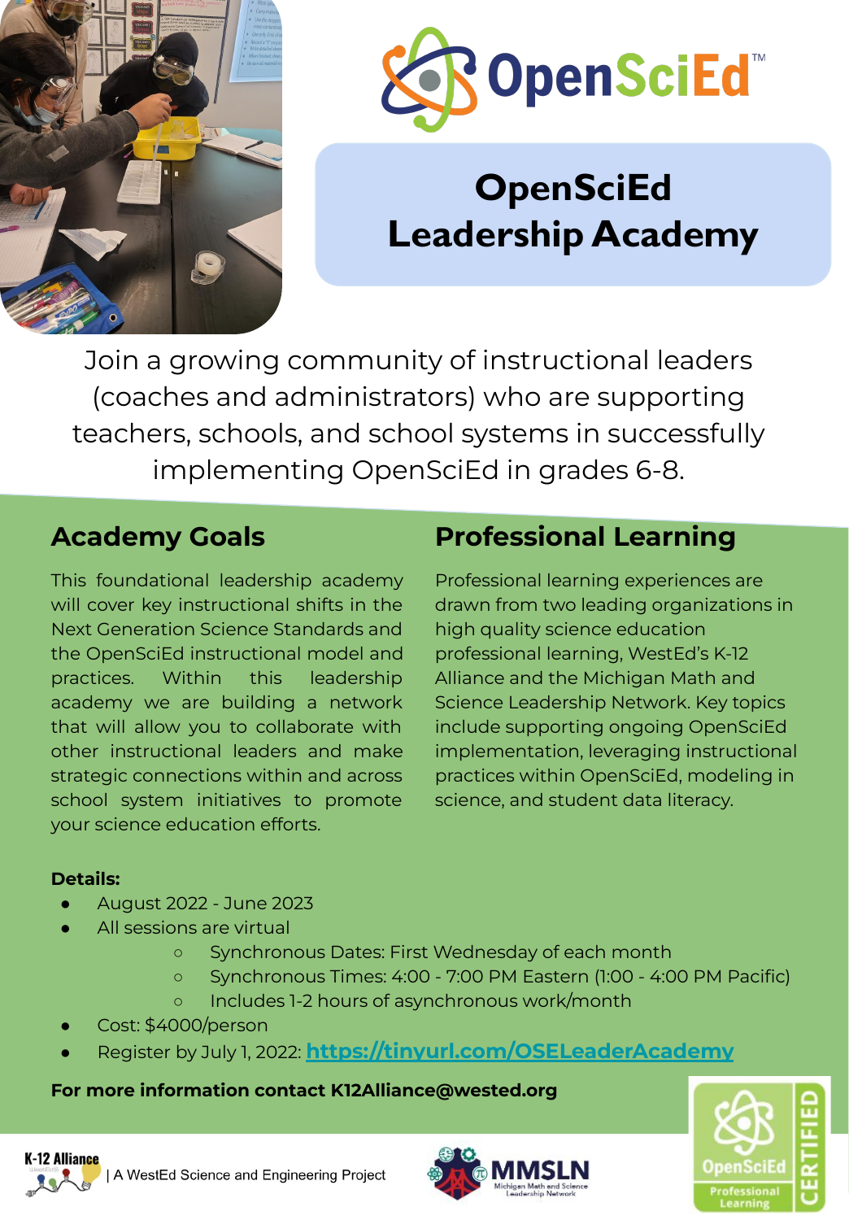# OpenSciEd Leadership Academy

Join a growing community of instructional leaders (coaches and administrators) who are supporting teachers, schools, and school systems in successfully implementing OpenSciEd in grades 6-8.

## Academy Goals

This foundational leadership academy will cover key instructional shifts in the Next Generation Science Standards and the OpenSciEd instructional model and practices. Within this leadership academy we are building a network that will allow you to collaborate with other instructional leaders and make strategic connections within and across school system initiatives to promote your science education efforts.

## Professional Learning

Professional learning experiences are drawn from two leading organizations in high quality science education professional learning, WestEd's K-12 Alliance and the Michigan Math and Science Leadership Network. Key topics include supporting ongoing OpenSciEd implementation, leveraging instructional practices within OpenSciEd, modeling in science, and student data literacy.

**Details:**

- August 2022 - June 2023
- All sessions are virtual
  - Synchronous Dates: First Wednesday of each month
  - Synchronous Times: 4:00 - 7:00 PM Eastern (1:00 - 4:00 PM Pacific)
  - Includes 1-2 hours of asynchronous work/month
- Cost: $4000/person
- Register by July 1, 2022: **https://tinyurl.com/OSELeaderAcademy**

**For more information contact K12Alliance@wested.org**

K-12 Alliance | A WestEd Science and Engineering Project

MMSLN Michigan Math and Science Leadership Network

OpenSciEd Professional Learning CERTIFIED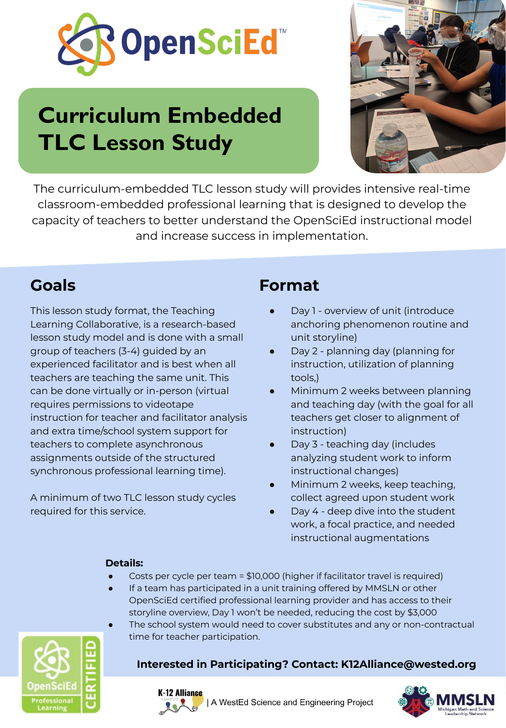# Curriculum Embedded TLC Lesson Study

The curriculum-embedded TLC lesson study will provides intensive real-time classroom-embedded professional learning that is designed to develop the capacity of teachers to better understand the OpenSciEd instructional model and increase success in implementation.

## Goals

This lesson study format, the Teaching Learning Collaborative, is a research-based lesson study model and is done with a small group of teachers (3-4) guided by an experienced facilitator and is best when all teachers are teaching the same unit. This can be done virtually or in-person (virtual requires permissions to videotape instruction for teacher and facilitator analysis and extra time/school system support for teachers to complete asynchronous assignments outside of the structured synchronous professional learning time).

A minimum of two TLC lesson study cycles required for this service.

## Format

- Day 1 - overview of unit (introduce anchoring phenomenon routine and unit storyline)
- Day 2 - planning day (planning for instruction, utilization of planning tools,)
- Minimum 2 weeks between planning and teaching day (with the goal for all teachers get closer to alignment of instruction)
- Day 3 - teaching day (includes analyzing student work to inform instructional changes)
- Minimum 2 weeks, keep teaching, collect agreed upon student work
- Day 4 - deep dive into the student work, a focal practice, and needed instructional augmentations

**Details:**

- Costs per cycle per team = $10,000 (higher if facilitator travel is required)
- If a team has participated in a unit training offered by MMSLN or other OpenSciEd certified professional learning provider and has access to their storyline overview, Day 1 won't be needed, reducing the cost by $3,000
- The school system would need to cover substitutes and any or non-contractual time for teacher participation.

**Interested in Participating? Contact: K12Alliance@wested.org**

| A WestEd Science and Engineering Project